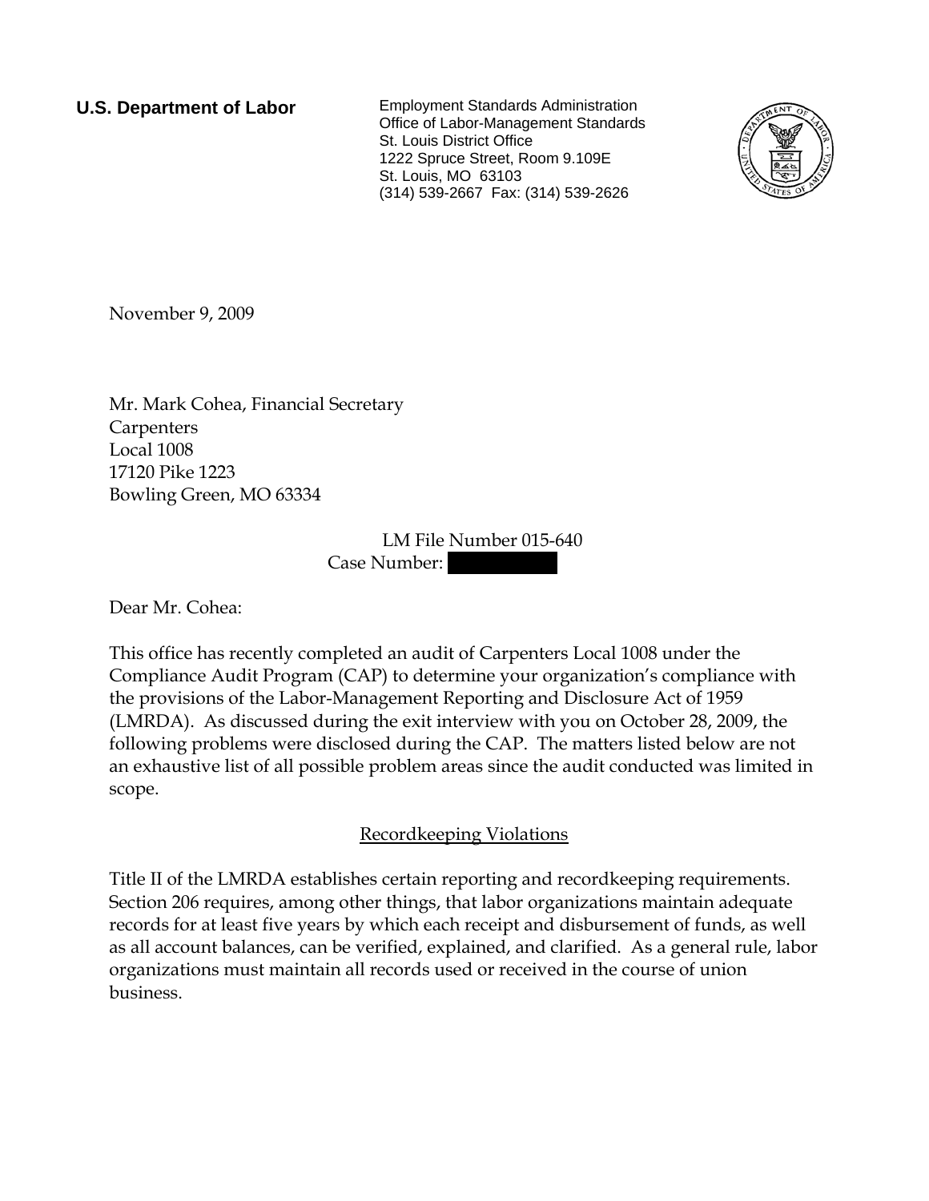**U.S. Department of Labor**

Employment Standards Administration
Office of Labor-Management Standards
St. Louis District Office
1222 Spruce Street, Room 9.109E
St. Louis, MO 63103
(314) 539-2667 Fax: (314) 539-2626

November 9, 2009

Mr. Mark Cohea, Financial Secretary
Carpenters
Local 1008
17120 Pike 1223
Bowling Green, MO 63334

LM File Number 015-640
Case Number:

Dear Mr. Cohea:

This office has recently completed an audit of Carpenters Local 1008 under the Compliance Audit Program (CAP) to determine your organization's compliance with the provisions of the Labor-Management Reporting and Disclosure Act of 1959 (LMRDA). As discussed during the exit interview with you on October 28, 2009, the following problems were disclosed during the CAP. The matters listed below are not an exhaustive list of all possible problem areas since the audit conducted was limited in scope.

Recordkeeping Violations

Title II of the LMRDA establishes certain reporting and recordkeeping requirements. Section 206 requires, among other things, that labor organizations maintain adequate records for at least five years by which each receipt and disbursement of funds, as well as all account balances, can be verified, explained, and clarified. As a general rule, labor organizations must maintain all records used or received in the course of union business.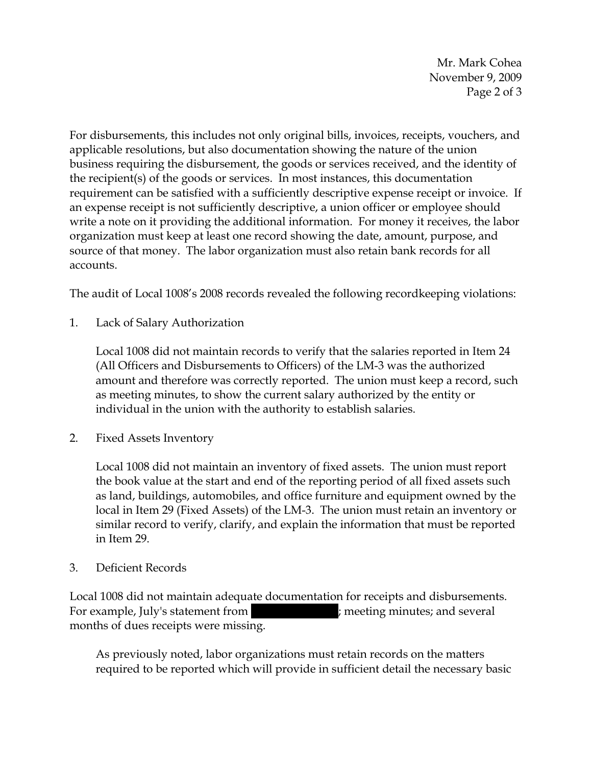For disbursements, this includes not only original bills, invoices, receipts, vouchers, and applicable resolutions, but also documentation showing the nature of the union business requiring the disbursement, the goods or services received, and the identity of the recipient(s) of the goods or services. In most instances, this documentation requirement can be satisfied with a sufficiently descriptive expense receipt or invoice. If an expense receipt is not sufficiently descriptive, a union officer or employee should write a note on it providing the additional information. For money it receives, the labor organization must keep at least one record showing the date, amount, purpose, and source of that money. The labor organization must also retain bank records for all accounts.

The audit of Local 1008's 2008 records revealed the following recordkeeping violations:

1. Lack of Salary Authorization

   Local 1008 did not maintain records to verify that the salaries reported in Item 24 (All Officers and Disbursements to Officers) of the LM-3 was the authorized amount and therefore was correctly reported. The union must keep a record, such as meeting minutes, to show the current salary authorized by the entity or individual in the union with the authority to establish salaries.

2. Fixed Assets Inventory

   Local 1008 did not maintain an inventory of fixed assets. The union must report the book value at the start and end of the reporting period of all fixed assets such as land, buildings, automobiles, and office furniture and equipment owned by the local in Item 29 (Fixed Assets) of the LM-3. The union must retain an inventory or similar record to verify, clarify, and explain the information that must be reported in Item 29.

3. Deficient Records

Local 1008 did not maintain adequate documentation for receipts and disbursements. For example, July's statement from [REDACTED]; meeting minutes; and several months of dues receipts were missing.

   As previously noted, labor organizations must retain records on the matters required to be reported which will provide in sufficient detail the necessary basic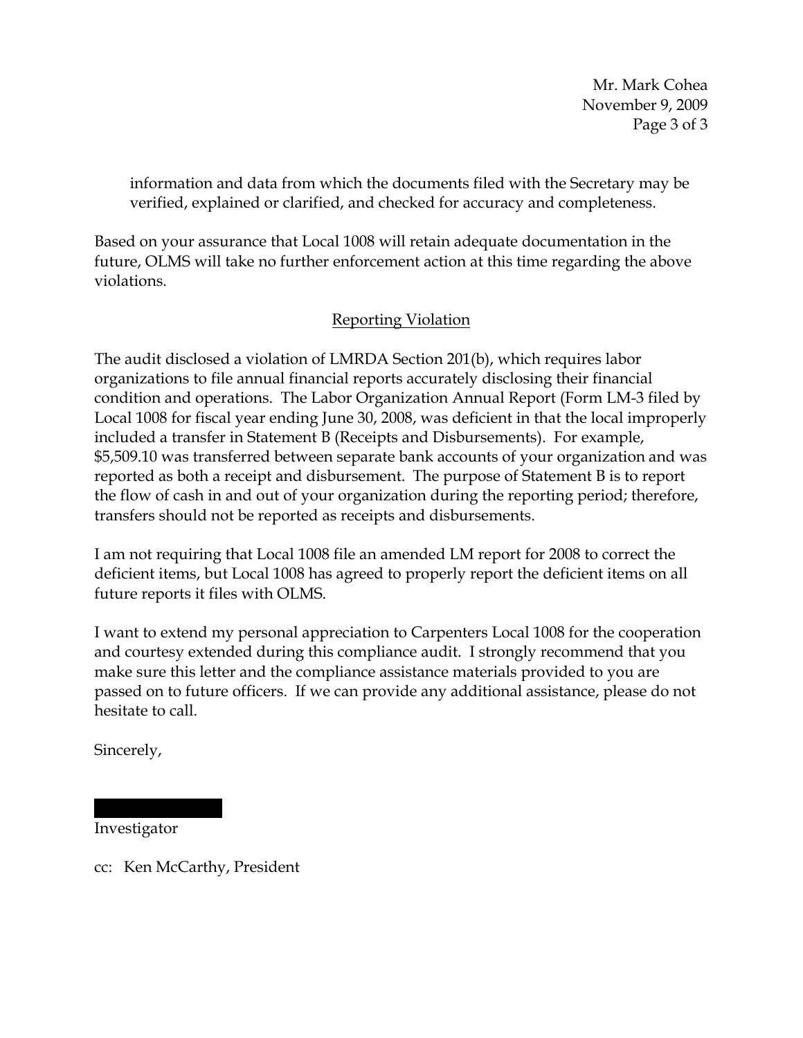information and data from which the documents filed with the Secretary may be verified, explained or clarified, and checked for accuracy and completeness.

Based on your assurance that Local 1008 will retain adequate documentation in the future, OLMS will take no further enforcement action at this time regarding the above violations.

## Reporting Violation

The audit disclosed a violation of LMRDA Section 201(b), which requires labor organizations to file annual financial reports accurately disclosing their financial condition and operations. The Labor Organization Annual Report (Form LM-3 filed by Local 1008 for fiscal year ending June 30, 2008, was deficient in that the local improperly included a transfer in Statement B (Receipts and Disbursements). For example, $5,509.10 was transferred between separate bank accounts of your organization and was reported as both a receipt and disbursement. The purpose of Statement B is to report the flow of cash in and out of your organization during the reporting period; therefore, transfers should not be reported as receipts and disbursements.

I am not requiring that Local 1008 file an amended LM report for 2008 to correct the deficient items, but Local 1008 has agreed to properly report the deficient items on all future reports it files with OLMS.

I want to extend my personal appreciation to Carpenters Local 1008 for the cooperation and courtesy extended during this compliance audit. I strongly recommend that you make sure this letter and the compliance assistance materials provided to you are passed on to future officers. If we can provide any additional assistance, please do not hesitate to call.

Sincerely,

Investigator

cc: Ken McCarthy, President